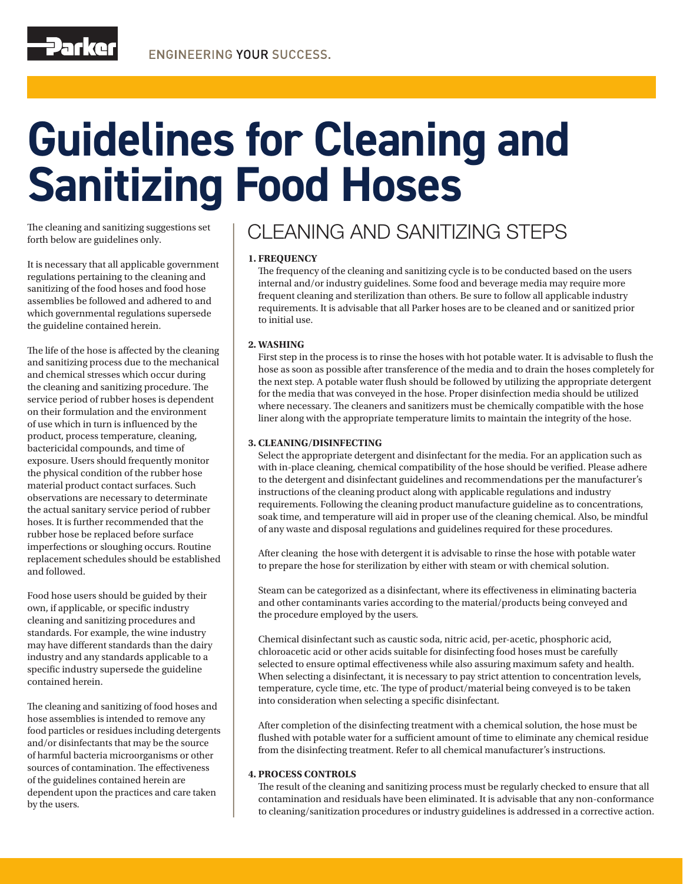# Guidelines for Cleaning and Sanitizing Food Hoses

The cleaning and sanitizing suggestions set forth below are guidelines only.

It is necessary that all applicable government regulations pertaining to the cleaning and sanitizing of the food hoses and food hose assemblies be followed and adhered to and which governmental regulations supersede the guideline contained herein.

The life of the hose is affected by the cleaning and sanitizing process due to the mechanical and chemical stresses which occur during the cleaning and sanitizing procedure. The service period of rubber hoses is dependent on their formulation and the environment of use which in turn is influenced by the product, process temperature, cleaning, bactericidal compounds, and time of exposure. Users should frequently monitor the physical condition of the rubber hose material product contact surfaces. Such observations are necessary to determinate the actual sanitary service period of rubber hoses. It is further recommended that the rubber hose be replaced before surface imperfections or sloughing occurs. Routine replacement schedules should be established and followed.

Food hose users should be guided by their own, if applicable, or specific industry cleaning and sanitizing procedures and standards. For example, the wine industry may have different standards than the dairy industry and any standards applicable to a specific industry supersede the guideline contained herein.

The cleaning and sanitizing of food hoses and hose assemblies is intended to remove any food particles or residues including detergents and/or disinfectants that may be the source of harmful bacteria microorganisms or other sources of contamination. The effectiveness of the guidelines contained herein are dependent upon the practices and care taken by the users.

## CLEANING AND SANITIZING STEPS

**1. FREQUENCY**

The frequency of the cleaning and sanitizing cycle is to be conducted based on the users internal and/or industry guidelines. Some food and beverage media may require more frequent cleaning and sterilization than others. Be sure to follow all applicable industry requirements. It is advisable that all Parker hoses are to be cleaned and or sanitized prior to initial use.

**2. WASHING**

First step in the process is to rinse the hoses with hot potable water. It is advisable to flush the hose as soon as possible after transference of the media and to drain the hoses completely for the next step. A potable water flush should be followed by utilizing the appropriate detergent for the media that was conveyed in the hose. Proper disinfection media should be utilized where necessary. The cleaners and sanitizers must be chemically compatible with the hose liner along with the appropriate temperature limits to maintain the integrity of the hose.

**3. CLEANING/DISINFECTING**

Select the appropriate detergent and disinfectant for the media. For an application such as with in-place cleaning, chemical compatibility of the hose should be verified. Please adhere to the detergent and disinfectant guidelines and recommendations per the manufacturer's instructions of the cleaning product along with applicable regulations and industry requirements. Following the cleaning product manufacture guideline as to concentrations, soak time, and temperature will aid in proper use of the cleaning chemical. Also, be mindful of any waste and disposal regulations and guidelines required for these procedures.

After cleaning the hose with detergent it is advisable to rinse the hose with potable water to prepare the hose for sterilization by either with steam or with chemical solution.

Steam can be categorized as a disinfectant, where its effectiveness in eliminating bacteria and other contaminants varies according to the material/products being conveyed and the procedure employed by the users.

Chemical disinfectant such as caustic soda, nitric acid, per-acetic, phosphoric acid, chloroacetic acid or other acids suitable for disinfecting food hoses must be carefully selected to ensure optimal effectiveness while also assuring maximum safety and health. When selecting a disinfectant, it is necessary to pay strict attention to concentration levels, temperature, cycle time, etc. The type of product/material being conveyed is to be taken into consideration when selecting a specific disinfectant.

After completion of the disinfecting treatment with a chemical solution, the hose must be flushed with potable water for a sufficient amount of time to eliminate any chemical residue from the disinfecting treatment. Refer to all chemical manufacturer's instructions.

**4. PROCESS CONTROLS**

The result of the cleaning and sanitizing process must be regularly checked to ensure that all contamination and residuals have been eliminated. It is advisable that any non-conformance to cleaning/sanitization procedures or industry guidelines is addressed in a corrective action.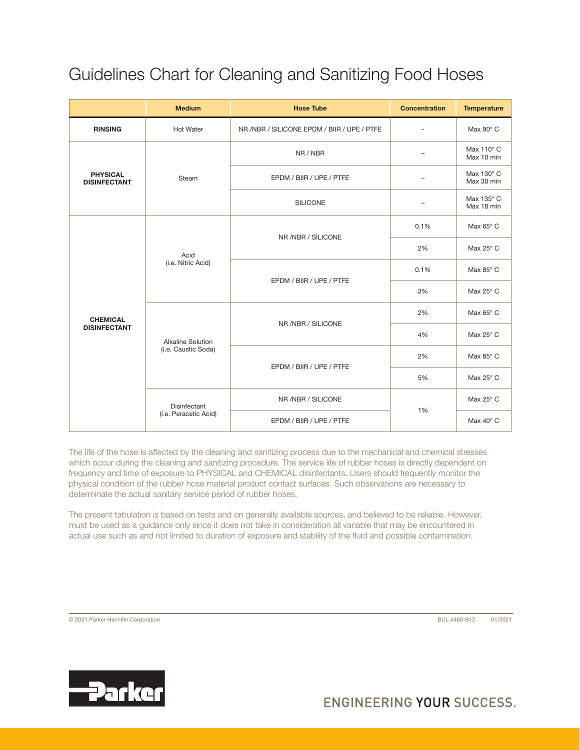# Guidelines Chart for Cleaning and Sanitizing Food Hoses

| | Medium | Hose Tube | Concentration | Temperature |
|---|---|---|---|---|
| **RINSING** | Hot Water | NR /NBR / SILICONE EPDM / BIIR / UPE / PTFE | - | Max 90° C |
| **PHYSICAL DISINFECTANT** | Steam | NR / NBR | – | Max 110° C Max 10 min |
| | | EPDM / BIIR / UPE / PTFE | – | Max 130° C Max 30 min |
| | | SILICONE | – | Max 135° C Max 18 min |
| **CHEMICAL DISINFECTANT** | Acid (i.e. Nitric Acid) | NR /NBR / SILICONE | 0.1% | Max 65° C |
| | | | 2% | Max 25° C |
| | | EPDM / BIIR / UPE / PTFE | 0.1% | Max 85° C |
| | | | 3% | Max 25° C |
| | Alkaline Solution (i.e. Caustic Soda) | NR /NBR / SILICONE | 2% | Max 65° C |
| | | | 4% | Max 25° C |
| | | EPDM / BIIR / UPE / PTFE | 2% | Max 85° C |
| | | | 5% | Max 25° C |
| | Disinfectant (i.e. Peracetic Acid) | NR /NBR / SILICONE | 1% | Max 25° C |
| | | EPDM / BIIR / UPE / PTFE | | Max 40° C |

The life of the hose is affected by the cleaning and sanitizing process due to the mechanical and chemical stresses which occur during the cleaning and sanitizing procedure. The service life of rubber hoses is directly dependent on frequency and time of exposure to PHYSICAL and CHEMICAL disinfectants. Users should frequently monitor the physical condition of the rubber hose material product contact surfaces. Such observations are necessary to determinate the actual sanitary service period of rubber hoses.

The present tabulation is based on tests and on generally available sources, and believed to be reliable. However, must be used as a guidance only since it does not take in consideration all variable that may be encountered in actual use such as and not limited to duration of exposure and stability of the fluid and possible contamination.

© 2021 Parker Hannifin Corporation BUL.4480-B12 01/2021

Parker

ENGINEERING YOUR SUCCESS.